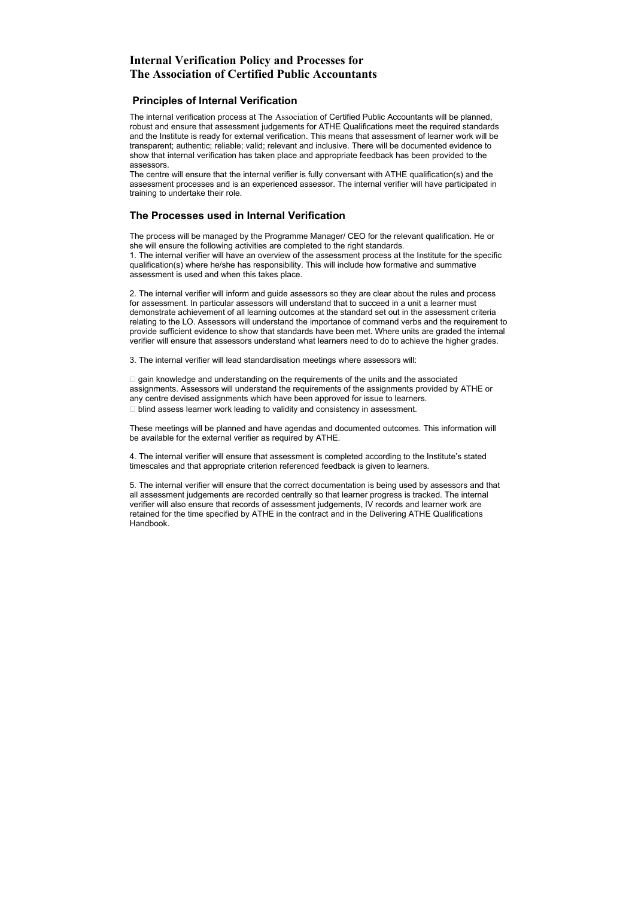# Internal Verification Policy and Processes for The Association of Certified Public Accountants

## Principles of Internal Verification

The internal verification process at The Association of Certified Public Accountants will be planned, robust and ensure that assessment judgements for ATHE Qualifications meet the required standards and the Institute is ready for external verification. This means that assessment of learner work will be transparent; authentic; reliable; valid; relevant and inclusive. There will be documented evidence to show that internal verification has taken place and appropriate feedback has been provided to the assessors.

The centre will ensure that the internal verifier is fully conversant with ATHE qualification(s) and the assessment processes and is an experienced assessor. The internal verifier will have participated in training to undertake their role.

## The Processes used in Internal Verification

The process will be managed by the Programme Manager/ CEO for the relevant qualification. He or she will ensure the following activities are completed to the right standards.

1. The internal verifier will have an overview of the assessment process at the Institute for the specific qualification(s) where he/she has responsibility. This will include how formative and summative assessment is used and when this takes place.

2. The internal verifier will inform and guide assessors so they are clear about the rules and process for assessment. In particular assessors will understand that to succeed in a unit a learner must demonstrate achievement of all learning outcomes at the standard set out in the assessment criteria relating to the LO. Assessors will understand the importance of command verbs and the requirement to provide sufficient evidence to show that standards have been met. Where units are graded the internal verifier will ensure that assessors understand what learners need to do to achieve the higher grades.

3. The internal verifier will lead standardisation meetings where assessors will:

- gain knowledge and understanding on the requirements of the units and the associated assignments. Assessors will understand the requirements of the assignments provided by ATHE or any centre devised assignments which have been approved for issue to learners.
- blind assess learner work leading to validity and consistency in assessment.

These meetings will be planned and have agendas and documented outcomes. This information will be available for the external verifier as required by ATHE.

4. The internal verifier will ensure that assessment is completed according to the Institute's stated timescales and that appropriate criterion referenced feedback is given to learners.

5. The internal verifier will ensure that the correct documentation is being used by assessors and that all assessment judgements are recorded centrally so that learner progress is tracked. The internal verifier will also ensure that records of assessment judgements, IV records and learner work are retained for the time specified by ATHE in the contract and in the Delivering ATHE Qualifications Handbook.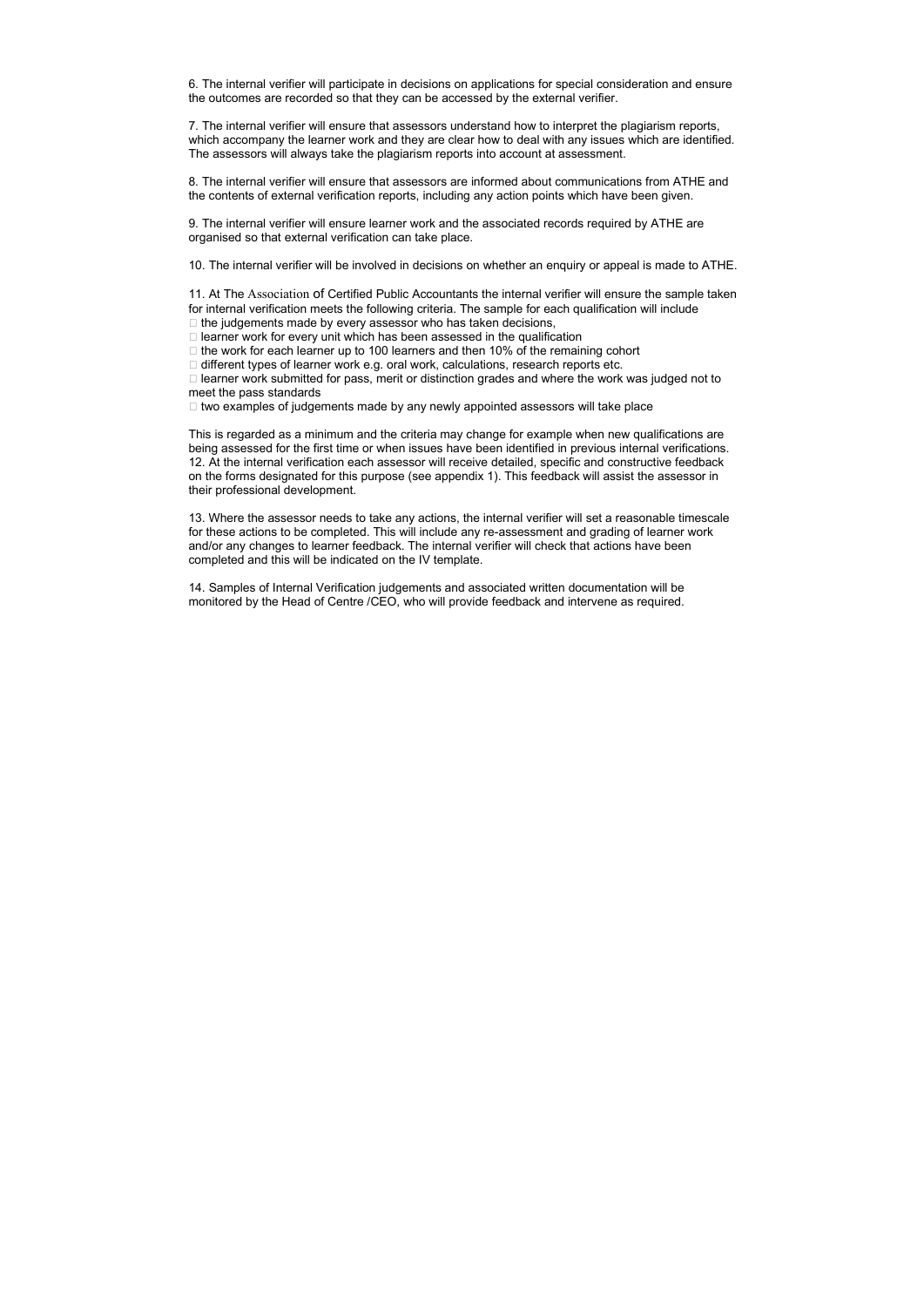6. The internal verifier will participate in decisions on applications for special consideration and ensure the outcomes are recorded so that they can be accessed by the external verifier.

7. The internal verifier will ensure that assessors understand how to interpret the plagiarism reports, which accompany the learner work and they are clear how to deal with any issues which are identified. The assessors will always take the plagiarism reports into account at assessment.

8. The internal verifier will ensure that assessors are informed about communications from ATHE and the contents of external verification reports, including any action points which have been given.

9. The internal verifier will ensure learner work and the associated records required by ATHE are organised so that external verification can take place.

10. The internal verifier will be involved in decisions on whether an enquiry or appeal is made to ATHE.

11. At The Association of Certified Public Accountants the internal verifier will ensure the sample taken for internal verification meets the following criteria. The sample for each qualification will include

- the judgements made by every assessor who has taken decisions,
- learner work for every unit which has been assessed in the qualification
- the work for each learner up to 100 learners and then 10% of the remaining cohort
- different types of learner work e.g. oral work, calculations, research reports etc.
- learner work submitted for pass, merit or distinction grades and where the work was judged not to meet the pass standards
- two examples of judgements made by any newly appointed assessors will take place

This is regarded as a minimum and the criteria may change for example when new qualifications are being assessed for the first time or when issues have been identified in previous internal verifications.

12. At the internal verification each assessor will receive detailed, specific and constructive feedback on the forms designated for this purpose (see appendix 1). This feedback will assist the assessor in their professional development.

13. Where the assessor needs to take any actions, the internal verifier will set a reasonable timescale for these actions to be completed. This will include any re-assessment and grading of learner work and/or any changes to learner feedback. The internal verifier will check that actions have been completed and this will be indicated on the IV template.

14. Samples of Internal Verification judgements and associated written documentation will be monitored by the Head of Centre /CEO, who will provide feedback and intervene as required.